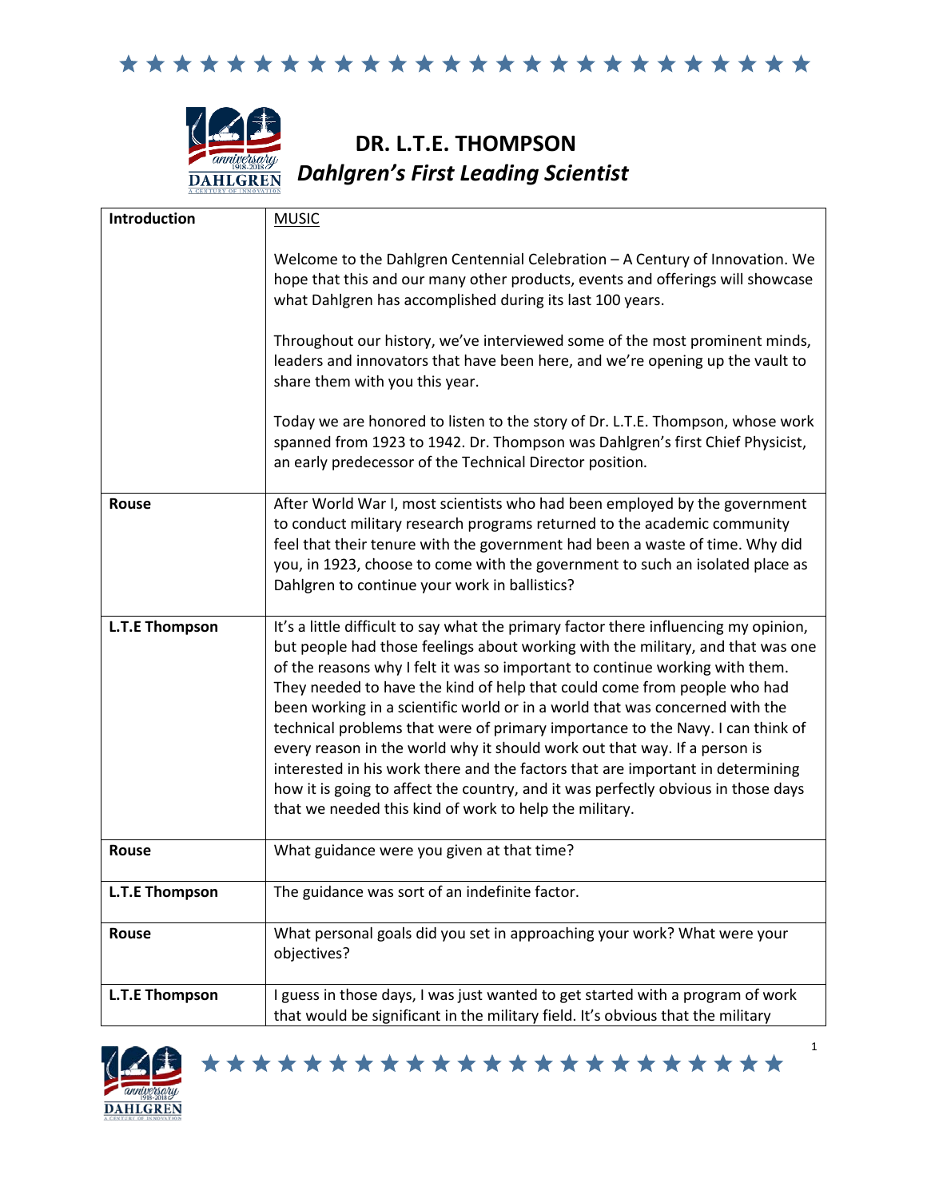# DR. L.T.E. THOMPSON

## *Dahlgren's First Leading Scientist*

| Introduction | MUSIC<br><br>Welcome to the Dahlgren Centennial Celebration – A Century of Innovation. We hope that this and our many other products, events and offerings will showcase what Dahlgren has accomplished during its last 100 years.<br><br>Throughout our history, we've interviewed some of the most prominent minds, leaders and innovators that have been here, and we're opening up the vault to share them with you this year.<br><br>Today we are honored to listen to the story of Dr. L.T.E. Thompson, whose work spanned from 1923 to 1942. Dr. Thompson was Dahlgren's first Chief Physicist, an early predecessor of the Technical Director position. |
|---|---|
| **Rouse** | After World War I, most scientists who had been employed by the government to conduct military research programs returned to the academic community feel that their tenure with the government had been a waste of time. Why did you, in 1923, choose to come with the government to such an isolated place as Dahlgren to continue your work in ballistics? |
| **L.T.E Thompson** | It's a little difficult to say what the primary factor there influencing my opinion, but people had those feelings about working with the military, and that was one of the reasons why I felt it was so important to continue working with them. They needed to have the kind of help that could come from people who had been working in a scientific world or in a world that was concerned with the technical problems that were of primary importance to the Navy. I can think of every reason in the world why it should work out that way. If a person is interested in his work there and the factors that are important in determining how it is going to affect the country, and it was perfectly obvious in those days that we needed this kind of work to help the military. |
| **Rouse** | What guidance were you given at that time? |
| **L.T.E Thompson** | The guidance was sort of an indefinite factor. |
| **Rouse** | What personal goals did you set in approaching your work? What were your objectives? |
| **L.T.E Thompson** | I guess in those days, I was just wanted to get started with a program of work that would be significant in the military field. It's obvious that the military |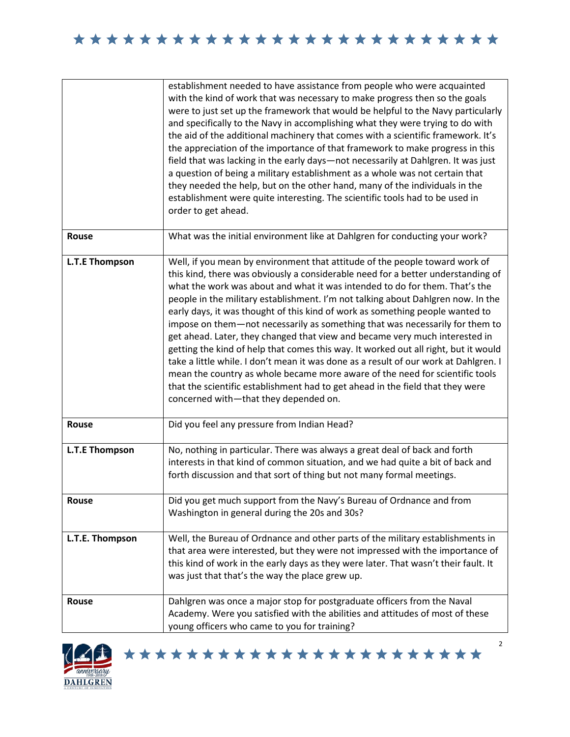| | |
|---|---|
| | establishment needed to have assistance from people who were acquainted with the kind of work that was necessary to make progress then so the goals were to just set up the framework that would be helpful to the Navy particularly and specifically to the Navy in accomplishing what they were trying to do with the aid of the additional machinery that comes with a scientific framework. It's the appreciation of the importance of that framework to make progress in this field that was lacking in the early days—not necessarily at Dahlgren. It was just a question of being a military establishment as a whole was not certain that they needed the help, but on the other hand, many of the individuals in the establishment were quite interesting. The scientific tools had to be used in order to get ahead. |
| **Rouse** | What was the initial environment like at Dahlgren for conducting your work? |
| **L.T.E Thompson** | Well, if you mean by environment that attitude of the people toward work of this kind, there was obviously a considerable need for a better understanding of what the work was about and what it was intended to do for them. That's the people in the military establishment. I'm not talking about Dahlgren now. In the early days, it was thought of this kind of work as something people wanted to impose on them—not necessarily as something that was necessarily for them to get ahead. Later, they changed that view and became very much interested in getting the kind of help that comes this way. It worked out all right, but it would take a little while. I don't mean it was done as a result of our work at Dahlgren. I mean the country as whole became more aware of the need for scientific tools that the scientific establishment had to get ahead in the field that they were concerned with—that they depended on. |
| **Rouse** | Did you feel any pressure from Indian Head? |
| **L.T.E Thompson** | No, nothing in particular. There was always a great deal of back and forth interests in that kind of common situation, and we had quite a bit of back and forth discussion and that sort of thing but not many formal meetings. |
| **Rouse** | Did you get much support from the Navy's Bureau of Ordnance and from Washington in general during the 20s and 30s? |
| **L.T.E. Thompson** | Well, the Bureau of Ordnance and other parts of the military establishments in that area were interested, but they were not impressed with the importance of this kind of work in the early days as they were later. That wasn't their fault. It was just that that's the way the place grew up. |
| **Rouse** | Dahlgren was once a major stop for postgraduate officers from the Naval Academy. Were you satisfied with the abilities and attitudes of most of these young officers who came to you for training? |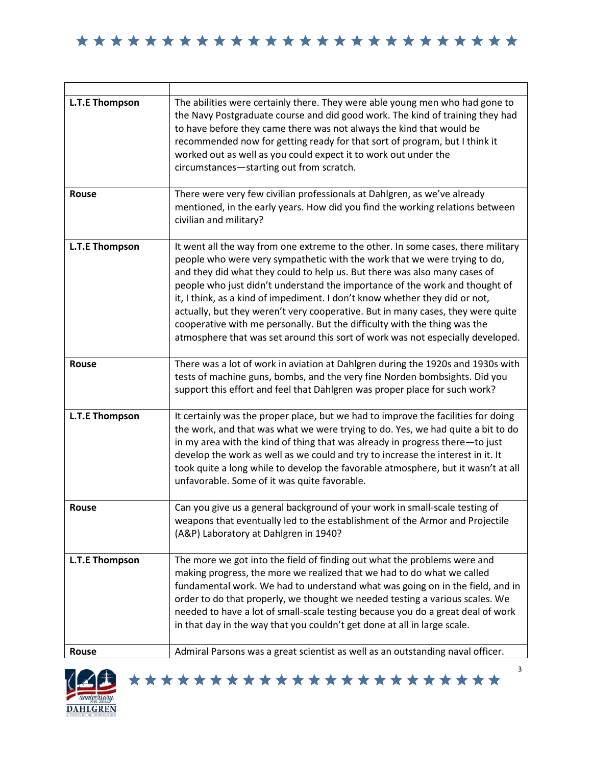| | |
|---|---|
| **L.T.E Thompson** | The abilities were certainly there. They were able young men who had gone to the Navy Postgraduate course and did good work. The kind of training they had to have before they came there was not always the kind that would be recommended now for getting ready for that sort of program, but I think it worked out as well as you could expect it to work out under the circumstances—starting out from scratch. |
| **Rouse** | There were very few civilian professionals at Dahlgren, as we've already mentioned, in the early years. How did you find the working relations between civilian and military? |
| **L.T.E Thompson** | It went all the way from one extreme to the other. In some cases, there military people who were very sympathetic with the work that we were trying to do, and they did what they could to help us. But there was also many cases of people who just didn't understand the importance of the work and thought of it, I think, as a kind of impediment. I don't know whether they did or not, actually, but they weren't very cooperative. But in many cases, they were quite cooperative with me personally. But the difficulty with the thing was the atmosphere that was set around this sort of work was not especially developed. |
| **Rouse** | There was a lot of work in aviation at Dahlgren during the 1920s and 1930s with tests of machine guns, bombs, and the very fine Norden bombsights. Did you support this effort and feel that Dahlgren was proper place for such work? |
| **L.T.E Thompson** | It certainly was the proper place, but we had to improve the facilities for doing the work, and that was what we were trying to do. Yes, we had quite a bit to do in my area with the kind of thing that was already in progress there—to just develop the work as well as we could and try to increase the interest in it. It took quite a long while to develop the favorable atmosphere, but it wasn't at all unfavorable. Some of it was quite favorable. |
| **Rouse** | Can you give us a general background of your work in small-scale testing of weapons that eventually led to the establishment of the Armor and Projectile (A&P) Laboratory at Dahlgren in 1940? |
| **L.T.E Thompson** | The more we got into the field of finding out what the problems were and making progress, the more we realized that we had to do what we called fundamental work. We had to understand what was going on in the field, and in order to do that properly, we thought we needed testing a various scales. We needed to have a lot of small-scale testing because you do a great deal of work in that day in the way that you couldn't get done at all in large scale. |
| **Rouse** | Admiral Parsons was a great scientist as well as an outstanding naval officer. |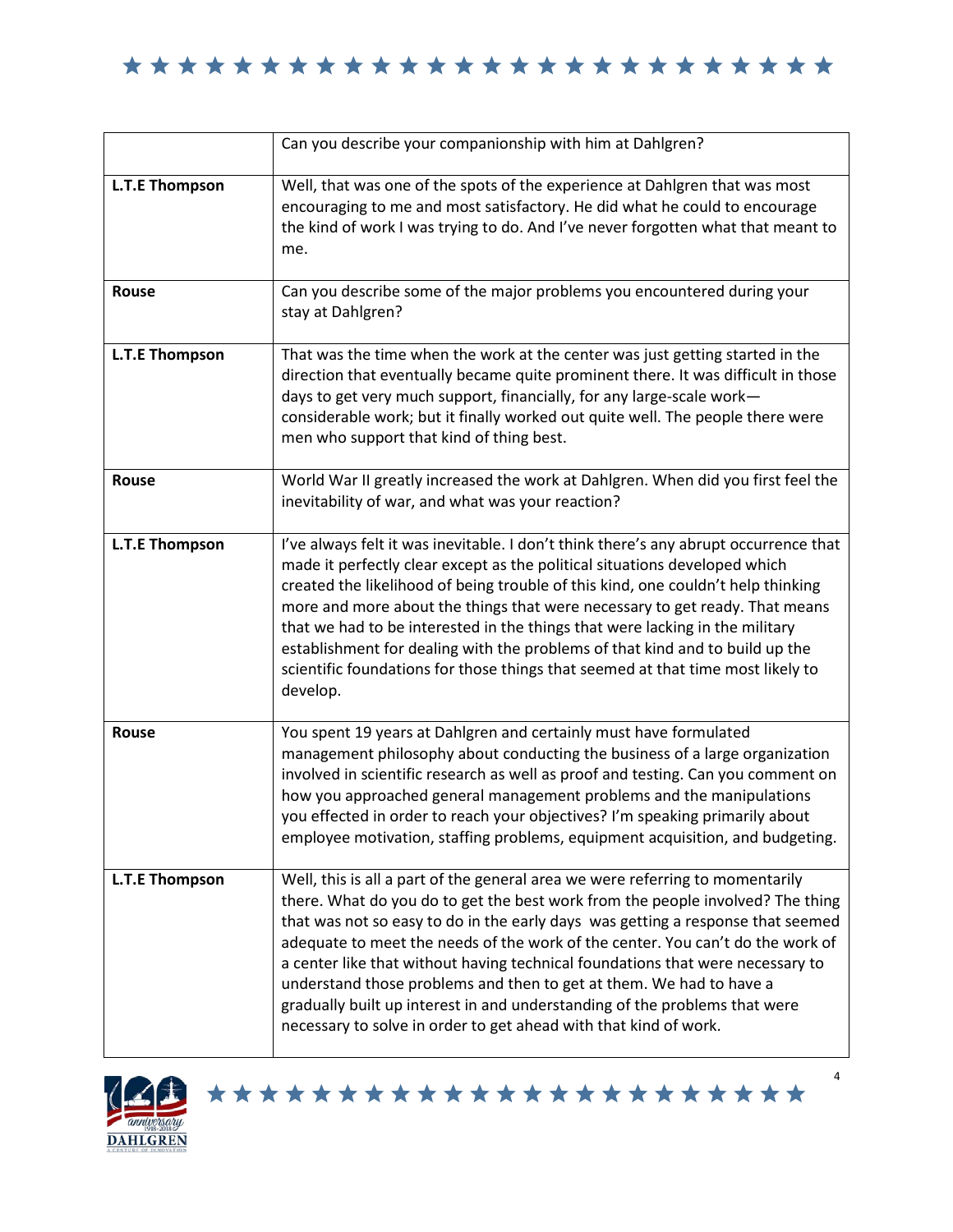| | |
|---|---|
| | Can you describe your companionship with him at Dahlgren? |
| **L.T.E Thompson** | Well, that was one of the spots of the experience at Dahlgren that was most encouraging to me and most satisfactory. He did what he could to encourage the kind of work I was trying to do. And I've never forgotten what that meant to me. |
| **Rouse** | Can you describe some of the major problems you encountered during your stay at Dahlgren? |
| **L.T.E Thompson** | That was the time when the work at the center was just getting started in the direction that eventually became quite prominent there. It was difficult in those days to get very much support, financially, for any large-scale work—considerable work; but it finally worked out quite well. The people there were men who support that kind of thing best. |
| **Rouse** | World War II greatly increased the work at Dahlgren. When did you first feel the inevitability of war, and what was your reaction? |
| **L.T.E Thompson** | I've always felt it was inevitable. I don't think there's any abrupt occurrence that made it perfectly clear except as the political situations developed which created the likelihood of being trouble of this kind, one couldn't help thinking more and more about the things that were necessary to get ready. That means that we had to be interested in the things that were lacking in the military establishment for dealing with the problems of that kind and to build up the scientific foundations for those things that seemed at that time most likely to develop. |
| **Rouse** | You spent 19 years at Dahlgren and certainly must have formulated management philosophy about conducting the business of a large organization involved in scientific research as well as proof and testing. Can you comment on how you approached general management problems and the manipulations you effected in order to reach your objectives? I'm speaking primarily about employee motivation, staffing problems, equipment acquisition, and budgeting. |
| **L.T.E Thompson** | Well, this is all a part of the general area we were referring to momentarily there. What do you do to get the best work from the people involved? The thing that was not so easy to do in the early days was getting a response that seemed adequate to meet the needs of the work of the center. You can't do the work of a center like that without having technical foundations that were necessary to understand those problems and then to get at them. We had to have a gradually built up interest in and understanding of the problems that were necessary to solve in order to get ahead with that kind of work. |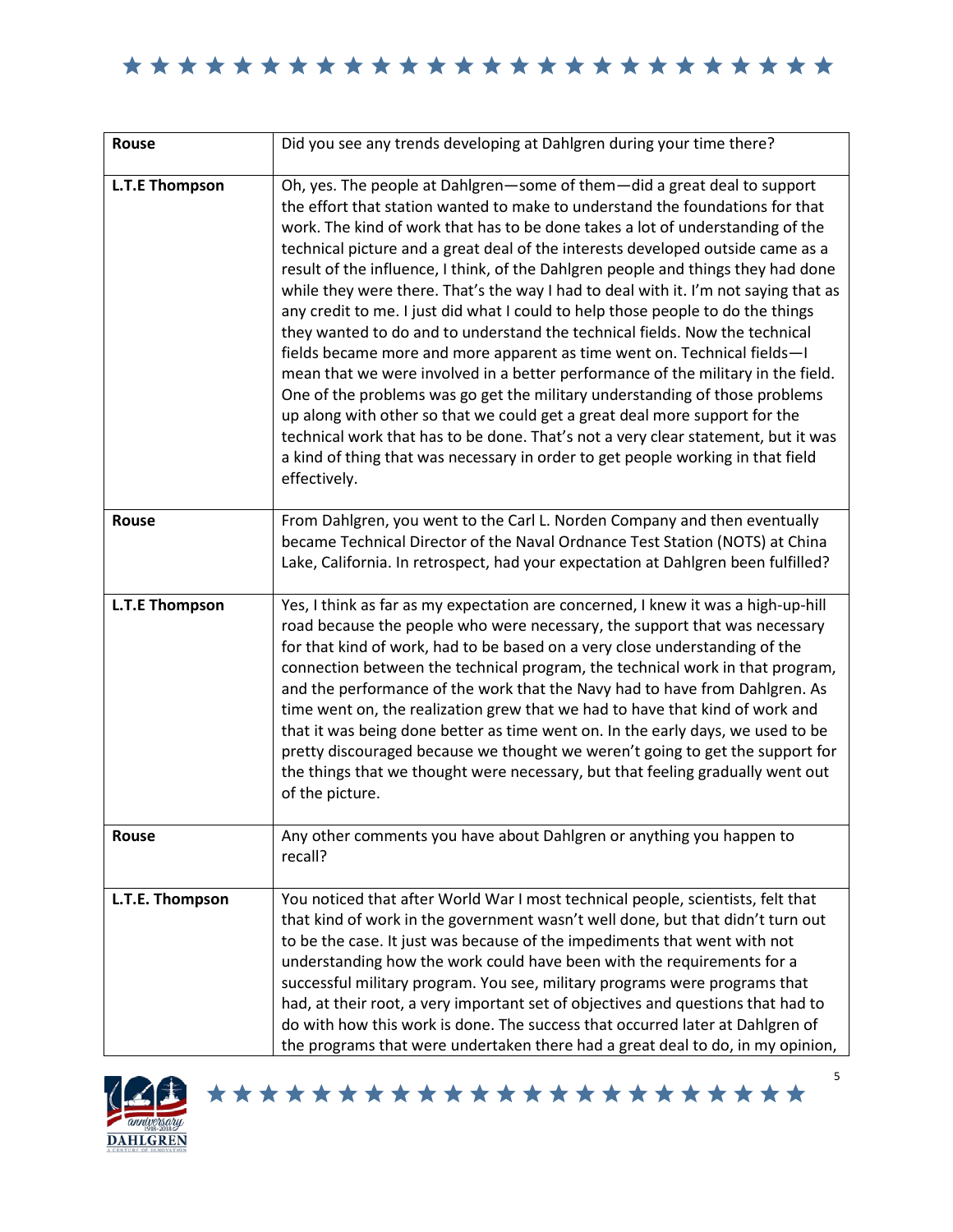| Rouse | Did you see any trends developing at Dahlgren during your time there? |
|---|---|
| **L.T.E Thompson** | Oh, yes. The people at Dahlgren—some of them—did a great deal to support the effort that station wanted to make to understand the foundations for that work. The kind of work that has to be done takes a lot of understanding of the technical picture and a great deal of the interests developed outside came as a result of the influence, I think, of the Dahlgren people and things they had done while they were there. That's the way I had to deal with it. I'm not saying that as any credit to me. I just did what I could to help those people to do the things they wanted to do and to understand the technical fields. Now the technical fields became more and more apparent as time went on. Technical fields—I mean that we were involved in a better performance of the military in the field. One of the problems was go get the military understanding of those problems up along with other so that we could get a great deal more support for the technical work that has to be done. That's not a very clear statement, but it was a kind of thing that was necessary in order to get people working in that field effectively. |
| **Rouse** | From Dahlgren, you went to the Carl L. Norden Company and then eventually became Technical Director of the Naval Ordnance Test Station (NOTS) at China Lake, California. In retrospect, had your expectation at Dahlgren been fulfilled? |
| **L.T.E Thompson** | Yes, I think as far as my expectation are concerned, I knew it was a high-up-hill road because the people who were necessary, the support that was necessary for that kind of work, had to be based on a very close understanding of the connection between the technical program, the technical work in that program, and the performance of the work that the Navy had to have from Dahlgren. As time went on, the realization grew that we had to have that kind of work and that it was being done better as time went on. In the early days, we used to be pretty discouraged because we thought we weren't going to get the support for the things that we thought were necessary, but that feeling gradually went out of the picture. |
| **Rouse** | Any other comments you have about Dahlgren or anything you happen to recall? |
| **L.T.E. Thompson** | You noticed that after World War I most technical people, scientists, felt that that kind of work in the government wasn't well done, but that didn't turn out to be the case. It just was because of the impediments that went with not understanding how the work could have been with the requirements for a successful military program. You see, military programs were programs that had, at their root, a very important set of objectives and questions that had to do with how this work is done. The success that occurred later at Dahlgren of the programs that were undertaken there had a great deal to do, in my opinion, |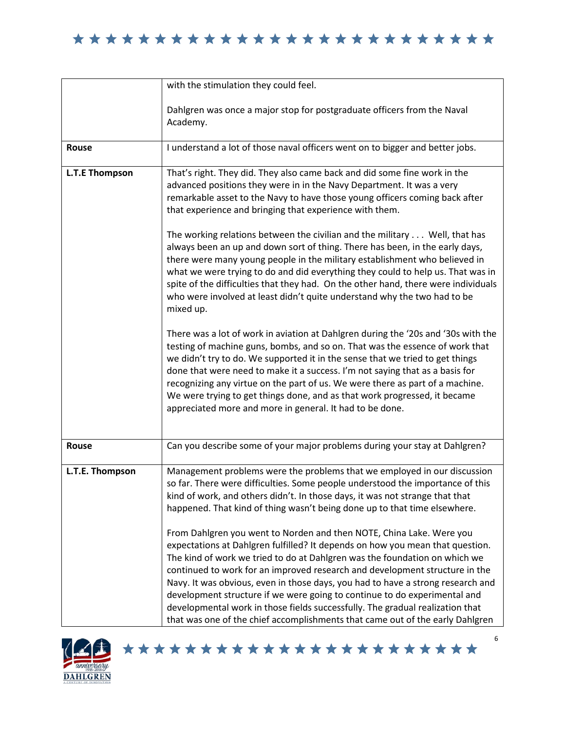| | |
|---|---|
| | with the stimulation they could feel.<br><br>Dahlgren was once a major stop for postgraduate officers from the Naval Academy. |
| **Rouse** | I understand a lot of those naval officers went on to bigger and better jobs. |
| **L.T.E Thompson** | That's right. They did. They also came back and did some fine work in the advanced positions they were in in the Navy Department. It was a very remarkable asset to the Navy to have those young officers coming back after that experience and bringing that experience with them.<br><br>The working relations between the civilian and the military . . . Well, that has always been an up and down sort of thing. There has been, in the early days, there were many young people in the military establishment who believed in what we were trying to do and did everything they could to help us. That was in spite of the difficulties that they had. On the other hand, there were individuals who were involved at least didn't quite understand why the two had to be mixed up.<br><br>There was a lot of work in aviation at Dahlgren during the '20s and '30s with the testing of machine guns, bombs, and so on. That was the essence of work that we didn't try to do. We supported it in the sense that we tried to get things done that were need to make it a success. I'm not saying that as a basis for recognizing any virtue on the part of us. We were there as part of a machine. We were trying to get things done, and as that work progressed, it became appreciated more and more in general. It had to be done. |
| **Rouse** | Can you describe some of your major problems during your stay at Dahlgren? |
| **L.T.E. Thompson** | Management problems were the problems that we employed in our discussion so far. There were difficulties. Some people understood the importance of this kind of work, and others didn't. In those days, it was not strange that that happened. That kind of thing wasn't being done up to that time elsewhere.<br><br>From Dahlgren you went to Norden and then NOTE, China Lake. Were you expectations at Dahlgren fulfilled? It depends on how you mean that question. The kind of work we tried to do at Dahlgren was the foundation on which we continued to work for an improved research and development structure in the Navy. It was obvious, even in those days, you had to have a strong research and development structure if we were going to continue to do experimental and developmental work in those fields successfully. The gradual realization that that was one of the chief accomplishments that came out of the early Dahlgren |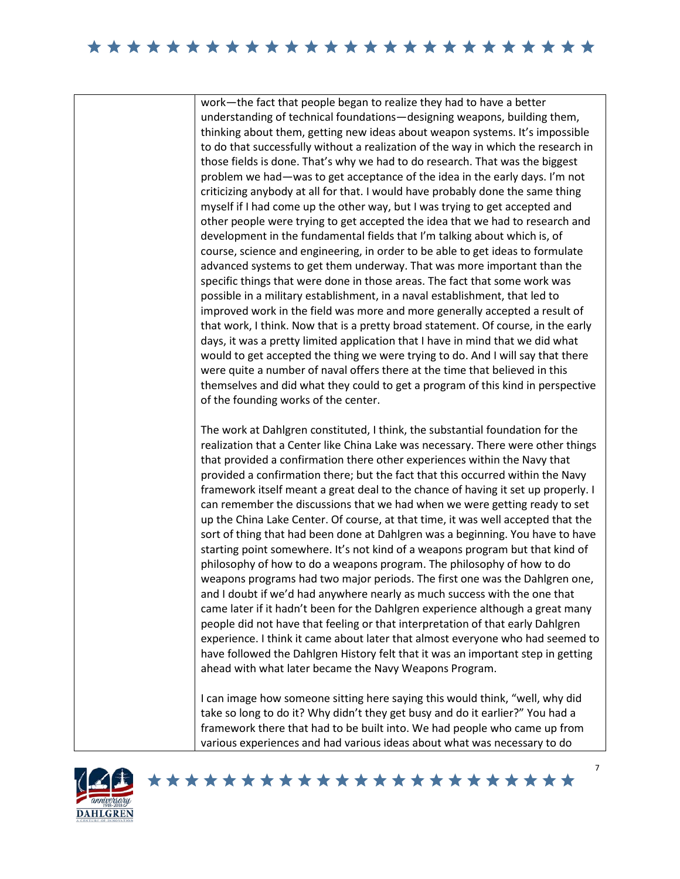work—the fact that people began to realize they had to have a better understanding of technical foundations—designing weapons, building them, thinking about them, getting new ideas about weapon systems. It's impossible to do that successfully without a realization of the way in which the research in those fields is done. That's why we had to do research. That was the biggest problem we had—was to get acceptance of the idea in the early days. I'm not criticizing anybody at all for that. I would have probably done the same thing myself if I had come up the other way, but I was trying to get accepted and other people were trying to get accepted the idea that we had to research and development in the fundamental fields that I'm talking about which is, of course, science and engineering, in order to be able to get ideas to formulate advanced systems to get them underway. That was more important than the specific things that were done in those areas. The fact that some work was possible in a military establishment, in a naval establishment, that led to improved work in the field was more and more generally accepted a result of that work, I think. Now that is a pretty broad statement. Of course, in the early days, it was a pretty limited application that I have in mind that we did what would to get accepted the thing we were trying to do. And I will say that there were quite a number of naval offers there at the time that believed in this themselves and did what they could to get a program of this kind in perspective of the founding works of the center.

The work at Dahlgren constituted, I think, the substantial foundation for the realization that a Center like China Lake was necessary. There were other things that provided a confirmation there other experiences within the Navy that provided a confirmation there; but the fact that this occurred within the Navy framework itself meant a great deal to the chance of having it set up properly. I can remember the discussions that we had when we were getting ready to set up the China Lake Center. Of course, at that time, it was well accepted that the sort of thing that had been done at Dahlgren was a beginning. You have to have starting point somewhere. It's not kind of a weapons program but that kind of philosophy of how to do a weapons program. The philosophy of how to do weapons programs had two major periods. The first one was the Dahlgren one, and I doubt if we'd had anywhere nearly as much success with the one that came later if it hadn't been for the Dahlgren experience although a great many people did not have that feeling or that interpretation of that early Dahlgren experience. I think it came about later that almost everyone who had seemed to have followed the Dahlgren History felt that it was an important step in getting ahead with what later became the Navy Weapons Program.

I can image how someone sitting here saying this would think, "well, why did take so long to do it? Why didn't they get busy and do it earlier?" You had a framework there that had to be built into. We had people who came up from various experiences and had various ideas about what was necessary to do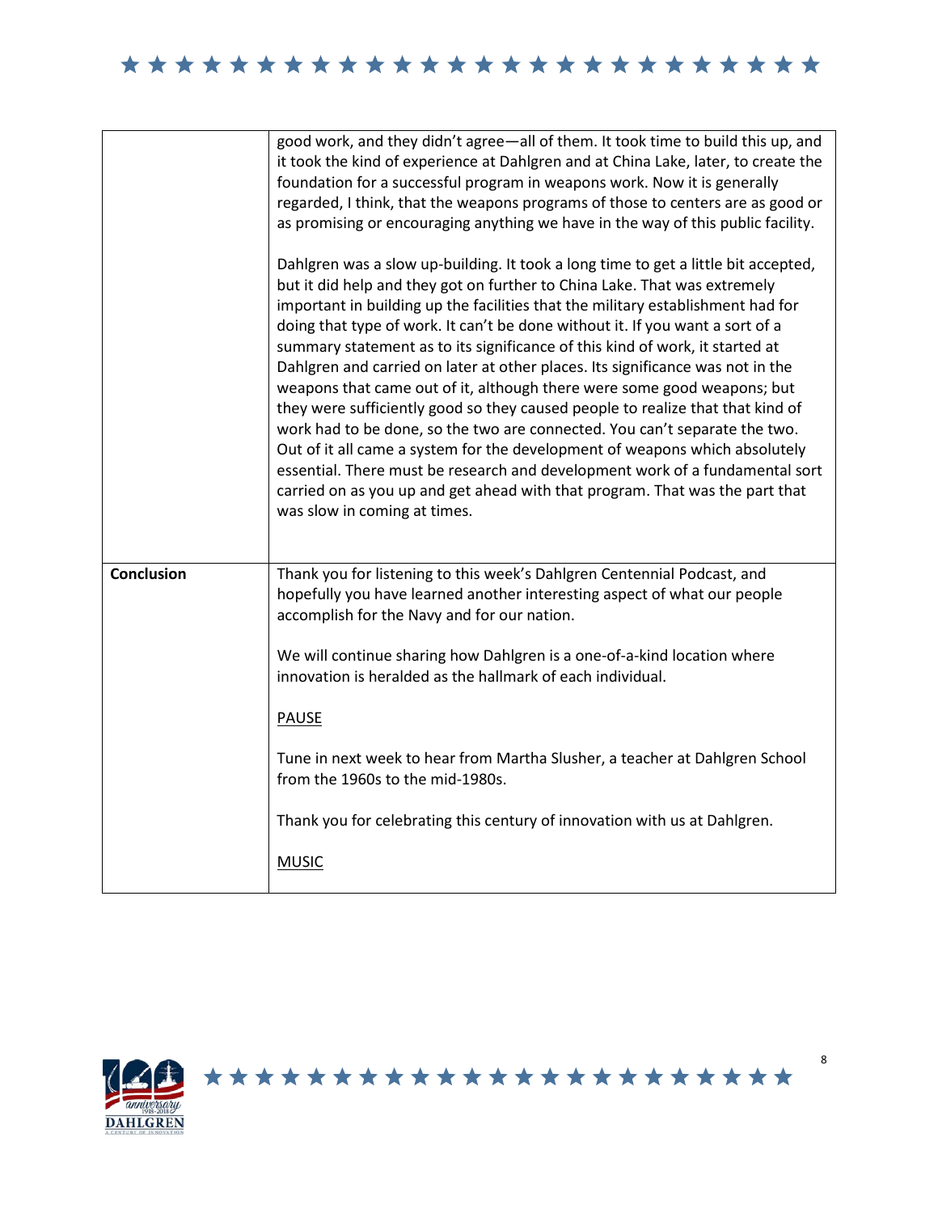| | |
|---|---|
| | good work, and they didn't agree—all of them. It took time to build this up, and it took the kind of experience at Dahlgren and at China Lake, later, to create the foundation for a successful program in weapons work. Now it is generally regarded, I think, that the weapons programs of those to centers are as good or as promising or encouraging anything we have in the way of this public facility.<br><br>Dahlgren was a slow up-building. It took a long time to get a little bit accepted, but it did help and they got on further to China Lake. That was extremely important in building up the facilities that the military establishment had for doing that type of work. It can't be done without it. If you want a sort of a summary statement as to its significance of this kind of work, it started at Dahlgren and carried on later at other places. Its significance was not in the weapons that came out of it, although there were some good weapons; but they were sufficiently good so they caused people to realize that that kind of work had to be done, so the two are connected. You can't separate the two. Out of it all came a system for the development of weapons which absolutely essential. There must be research and development work of a fundamental sort carried on as you up and get ahead with that program. That was the part that was slow in coming at times. |
| **Conclusion** | Thank you for listening to this week's Dahlgren Centennial Podcast, and hopefully you have learned another interesting aspect of what our people accomplish for the Navy and for our nation.<br><br>We will continue sharing how Dahlgren is a one-of-a-kind location where innovation is heralded as the hallmark of each individual.<br><br><u>PAUSE</u><br><br>Tune in next week to hear from Martha Slusher, a teacher at Dahlgren School from the 1960s to the mid-1980s.<br><br>Thank you for celebrating this century of innovation with us at Dahlgren.<br><br><u>MUSIC</u> |